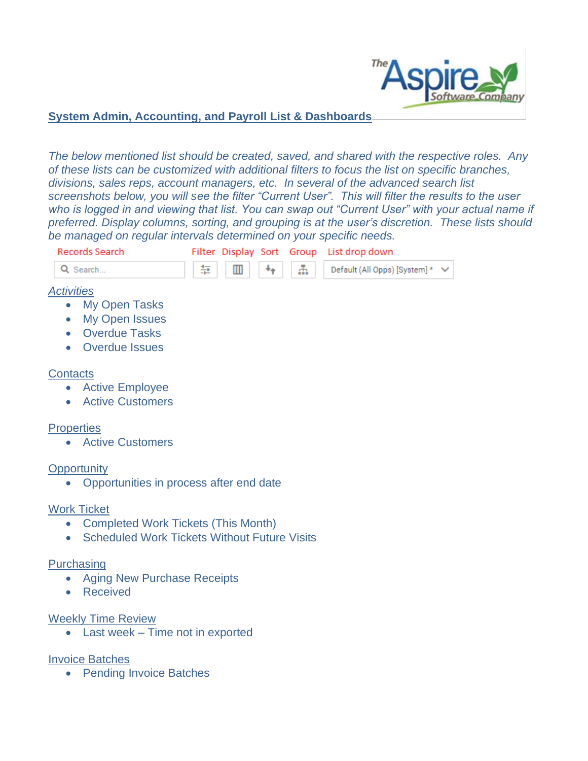## System Admin, Accounting, and Payroll List & Dashboards

*The below mentioned list should be created, saved, and shared with the respective roles. Any of these lists can be customized with additional filters to focus the list on specific branches, divisions, sales reps, account managers, etc. In several of the advanced search list screenshots below, you will see the filter "Current User". This will filter the results to the user who is logged in and viewing that list. You can swap out "Current User" with your actual name if preferred. Display columns, sorting, and grouping is at the user's discretion. These lists should be managed on regular intervals determined on your specific needs.*

Records Search | Filter | Display | Sort | Group | List drop down

Search... | Default (All Opps) [System] *

### *Activities*

- My Open Tasks
- My Open Issues
- Overdue Tasks
- Overdue Issues

### Contacts

- Active Employee
- Active Customers

### Properties

- Active Customers

### Opportunity

- Opportunities in process after end date

### Work Ticket

- Completed Work Tickets (This Month)
- Scheduled Work Tickets Without Future Visits

### Purchasing

- Aging New Purchase Receipts
- Received

### Weekly Time Review

- Last week – Time not in exported

### Invoice Batches

- Pending Invoice Batches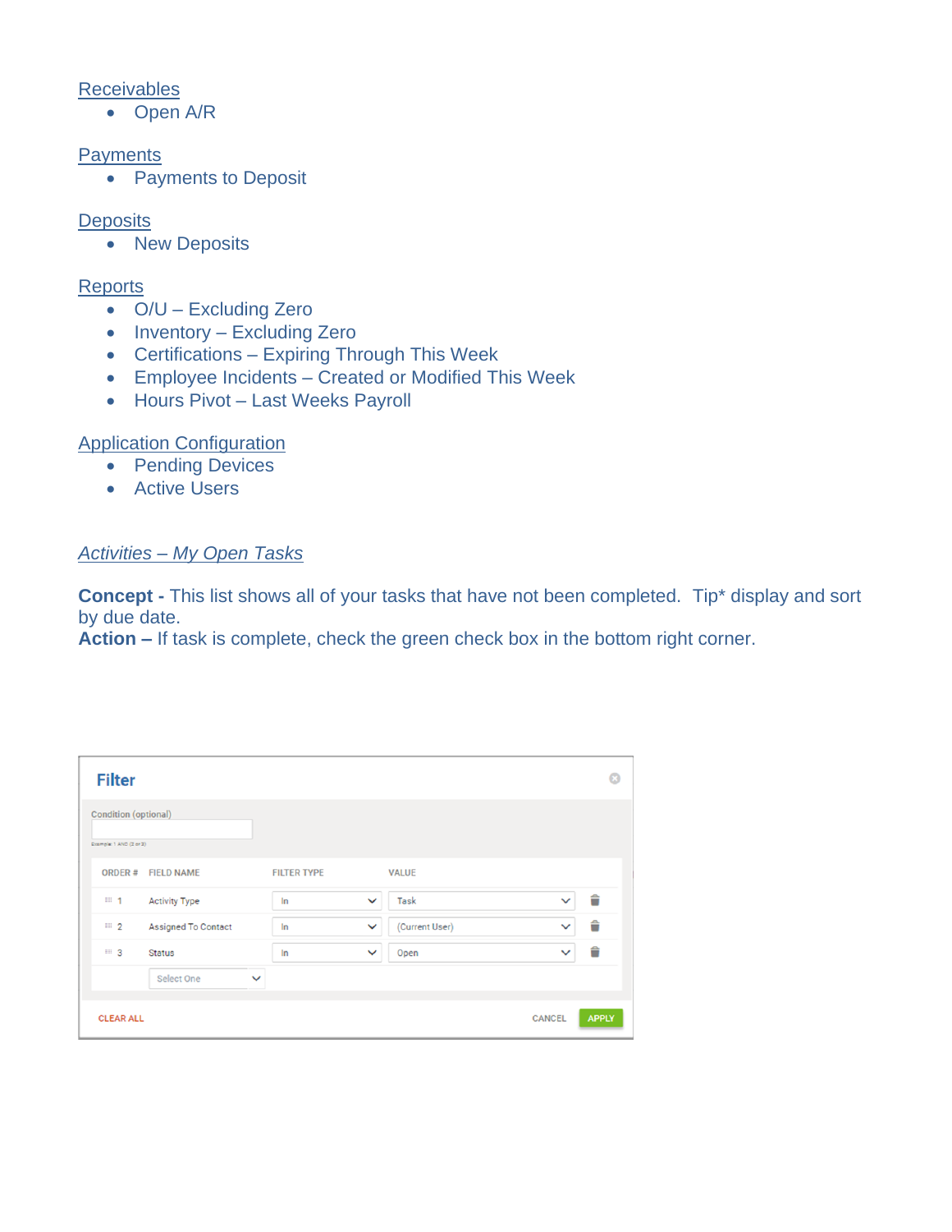Receivables

- Open A/R

Payments

- Payments to Deposit

Deposits

- New Deposits

Reports

- O/U – Excluding Zero
- Inventory – Excluding Zero
- Certifications – Expiring Through This Week
- Employee Incidents – Created or Modified This Week
- Hours Pivot – Last Weeks Payroll

Application Configuration

- Pending Devices
- Active Users

*Activities – My Open Tasks*

**Concept -** This list shows all of your tasks that have not been completed. Tip* display and sort by due date.
**Action –** If task is complete, check the green check box in the bottom right corner.

**Filter**

Condition (optional)

Example: 1 AND (2 or 3)

| ORDER # | FIELD NAME | FILTER TYPE | VALUE |
|---|---|---|---|
| 1 | Activity Type | In | Task |
| 2 | Assigned To Contact | In | (Current User) |
| 3 | Status | In | Open |
| | Select One | | |

CLEAR ALL CANCEL APPLY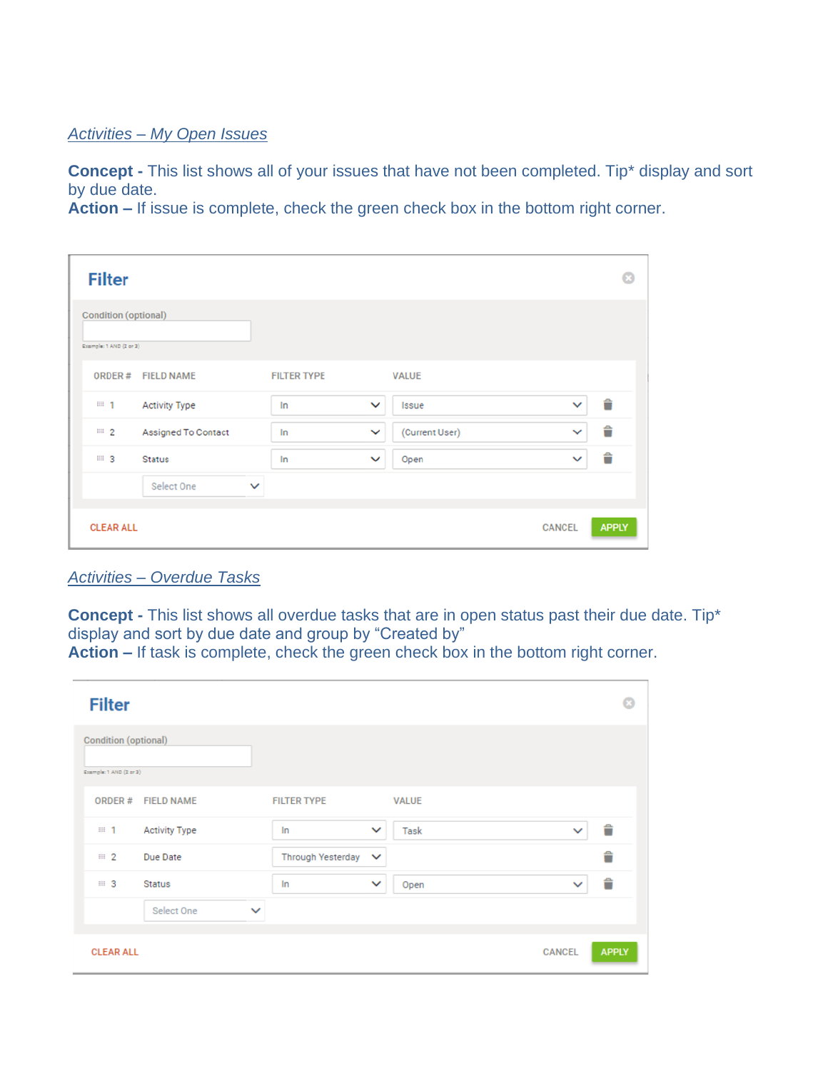*Activities – My Open Issues*

**Concept -** This list shows all of your issues that have not been completed. Tip* display and sort by due date.
**Action –** If issue is complete, check the green check box in the bottom right corner.

**Filter**

Condition (optional)

Example: 1 AND (2 or 3)

| ORDER # | FIELD NAME | FILTER TYPE | VALUE |
|---|---|---|---|
| 1 | Activity Type | In | Issue |
| 2 | Assigned To Contact | In | (Current User) |
| 3 | Status | In | Open |
| | Select One | | |

CLEAR ALL CANCEL APPLY

*Activities – Overdue Tasks*

**Concept -** This list shows all overdue tasks that are in open status past their due date. Tip* display and sort by due date and group by "Created by"
**Action –** If task is complete, check the green check box in the bottom right corner.

**Filter**

Condition (optional)

Example: 1 AND (2 or 3)

| ORDER # | FIELD NAME | FILTER TYPE | VALUE |
|---|---|---|---|
| 1 | Activity Type | In | Task |
| 2 | Due Date | Through Yesterday | |
| 3 | Status | In | Open |
| | Select One | | |

CLEAR ALL CANCEL APPLY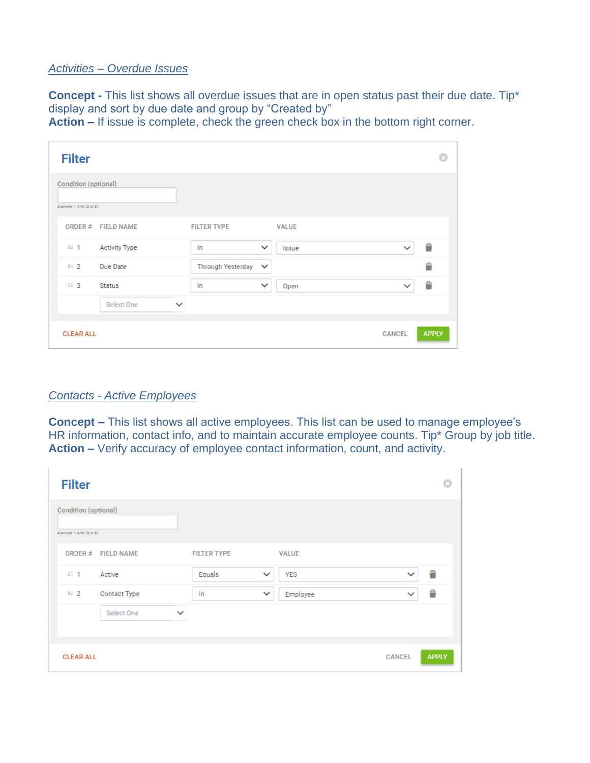*Activities – Overdue Issues*

**Concept -** This list shows all overdue issues that are in open status past their due date. Tip* display and sort by due date and group by “Created by”
**Action –** If issue is complete, check the green check box in the bottom right corner.

**Filter**

Condition (optional)

Example: 1 AND (2 or 3)

| ORDER # | FIELD NAME | FILTER TYPE | VALUE |
|---|---|---|---|
| 1 | Activity Type | In | Issue |
| 2 | Due Date | Through Yesterday | |
| 3 | Status | In | Open |
| | Select One | | |

CLEAR ALL | CANCEL | APPLY

*Contacts - Active Employees*

**Concept –** This list shows all active employees. This list can be used to manage employee’s HR information, contact info, and to maintain accurate employee counts. Tip* Group by job title.
**Action –** Verify accuracy of employee contact information, count, and activity.

**Filter**

Condition (optional)

Example: 1 AND (2 or 3)

| ORDER # | FIELD NAME | FILTER TYPE | VALUE |
|---|---|---|---|
| 1 | Active | Equals | YES |
| 2 | Contact Type | In | Employee |
| | Select One | | |

CLEAR ALL | CANCEL | APPLY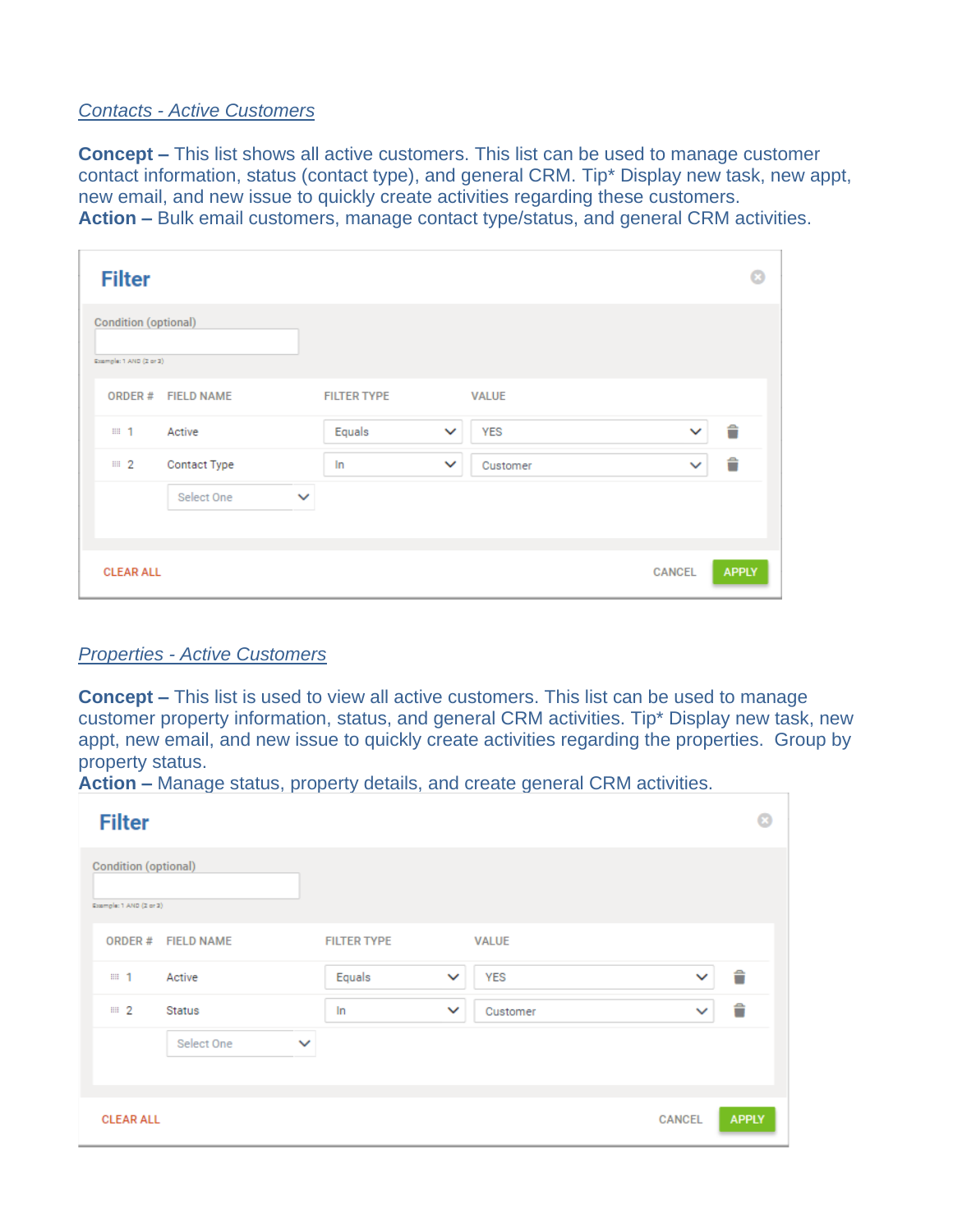*[Contacts - Active Customers](#)*

**Concept –** This list shows all active customers. This list can be used to manage customer contact information, status (contact type), and general CRM. Tip* Display new task, new appt, new email, and new issue to quickly create activities regarding these customers.
**Action –** Bulk email customers, manage contact type/status, and general CRM activities.

**Filter**

Condition (optional)

Example: 1 AND (2 or 3)

| ORDER # | FIELD NAME | FILTER TYPE | VALUE |
|---|---|---|---|
| 1 | Active | Equals | YES |
| 2 | Contact Type | In | Customer |
| | Select One | | |

CLEAR ALL　　CANCEL　　APPLY

*[Properties - Active Customers](#)*

**Concept –** This list is used to view all active customers. This list can be used to manage customer property information, status, and general CRM activities. Tip* Display new task, new appt, new email, and new issue to quickly create activities regarding the properties. Group by property status.
**Action –** Manage status, property details, and create general CRM activities.

**Filter**

Condition (optional)

Example: 1 AND (2 or 3)

| ORDER # | FIELD NAME | FILTER TYPE | VALUE |
|---|---|---|---|
| 1 | Active | Equals | YES |
| 2 | Status | In | Customer |
| | Select One | | |

CLEAR ALL　　CANCEL　　APPLY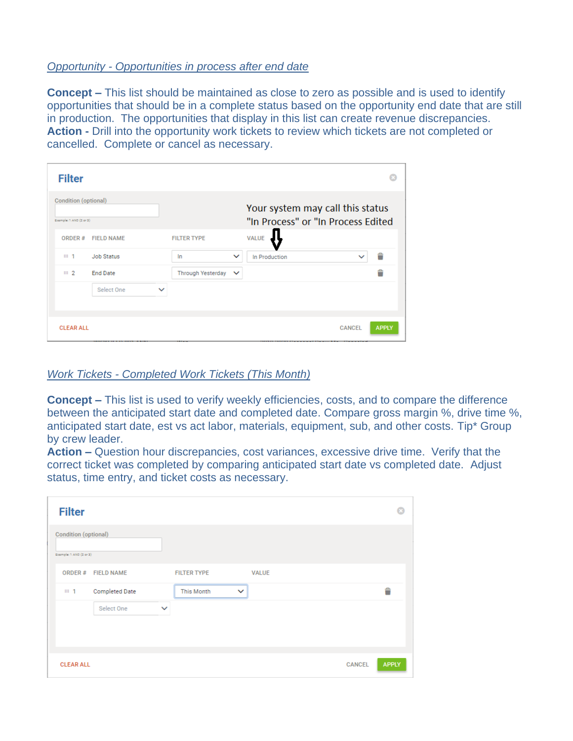*Opportunity - Opportunities in process after end date*

**Concept –** This list should be maintained as close to zero as possible and is used to identify opportunities that should be in a complete status based on the opportunity end date that are still in production. The opportunities that display in this list can create revenue discrepancies.
**Action -** Drill into the opportunity work tickets to review which tickets are not completed or cancelled. Complete or cancel as necessary.

**Filter**

Condition (optional)

Your system may call this status "In Process" or "In Process Edited

| ORDER # | FIELD NAME | FILTER TYPE | VALUE |
|---|---|---|---|
| 1 | Job Status | In | In Production |
| 2 | End Date | Through Yesterday | |
| | Select One | | |

CLEAR ALL  CANCEL  APPLY

*Work Tickets - Completed Work Tickets (This Month)*

**Concept –** This list is used to verify weekly efficiencies, costs, and to compare the difference between the anticipated start date and completed date. Compare gross margin %, drive time %, anticipated start date, est vs act labor, materials, equipment, sub, and other costs. Tip* Group by crew leader.
**Action –** Question hour discrepancies, cost variances, excessive drive time. Verify that the correct ticket was completed by comparing anticipated start date vs completed date. Adjust status, time entry, and ticket costs as necessary.

**Filter**

Condition (optional)

| ORDER # | FIELD NAME | FILTER TYPE | VALUE |
|---|---|---|---|
| 1 | Completed Date | This Month | |
| | Select One | | |

CLEAR ALL  CANCEL  APPLY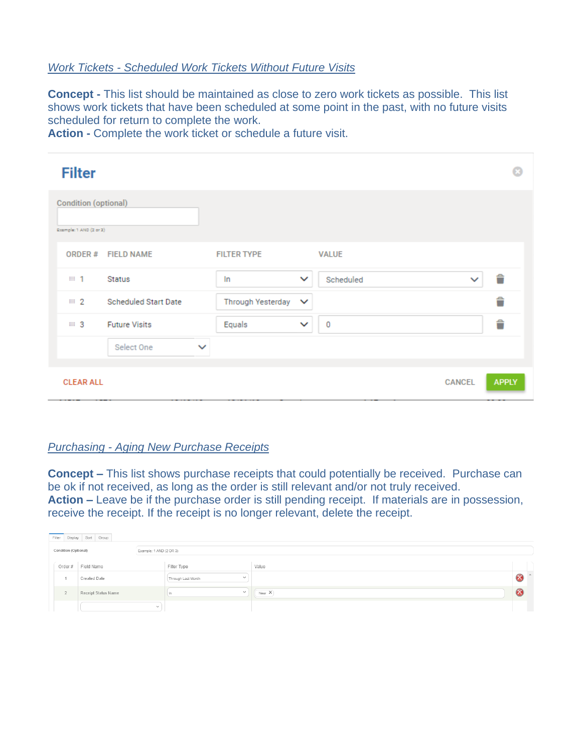*Work Tickets - Scheduled Work Tickets Without Future Visits*

**Concept -** This list should be maintained as close to zero work tickets as possible. This list shows work tickets that have been scheduled at some point in the past, with no future visits scheduled for return to complete the work.
**Action -** Complete the work ticket or schedule a future visit.

**Filter**

Condition (optional)

Example: 1 AND (2 or 3)

| ORDER # | FIELD NAME | FILTER TYPE | VALUE |
|---|---|---|---|
| 1 | Status | In | Scheduled |
| 2 | Scheduled Start Date | Through Yesterday | |
| 3 | Future Visits | Equals | 0 |
| | Select One | | |

CLEAR ALL CANCEL APPLY

*Purchasing - Aging New Purchase Receipts*

**Concept –** This list shows purchase receipts that could potentially be received. Purchase can be ok if not received, as long as the order is still relevant and/or not truly received.
**Action –** Leave be if the purchase order is still pending receipt. If materials are in possession, receive the receipt. If the receipt is no longer relevant, delete the receipt.

Filter | Display | Sort | Group

Condition (Optional) Example: 1 AND (2 OR 3)

| Order # | Field Name | Filter Type | Value |
|---|---|---|---|
| 1 | Created Date | Through Last Month | |
| 2 | Receipt Status Name | In | New |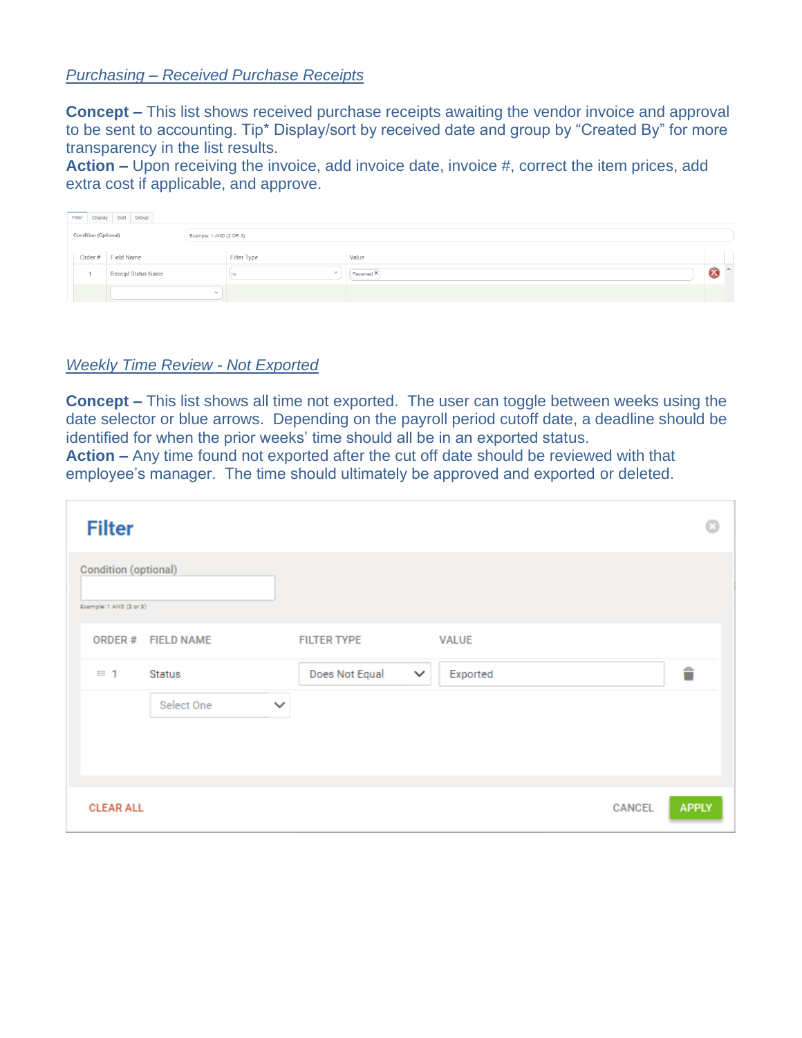*Purchasing – Received Purchase Receipts*

**Concept –** This list shows received purchase receipts awaiting the vendor invoice and approval to be sent to accounting. Tip* Display/sort by received date and group by "Created By" for more transparency in the list results.
**Action –** Upon receiving the invoice, add invoice date, invoice #, correct the item prices, add extra cost if applicable, and approve.

Filter | Display | Sort | Group

Condition (Optional) — Example: 1 AND (2 OR 3)

| Order # | Field Name | Filter Type | Value |
|---|---|---|---|
| 1 | Receipt Status Name | In | Received |

*Weekly Time Review - Not Exported*

**Concept –** This list shows all time not exported. The user can toggle between weeks using the date selector or blue arrows. Depending on the payroll period cutoff date, a deadline should be identified for when the prior weeks' time should all be in an exported status.
**Action –** Any time found not exported after the cut off date should be reviewed with that employee's manager. The time should ultimately be approved and exported or deleted.

**Filter**

Condition (optional) — Example: 1 AND (2 or 3)

| ORDER # | FIELD NAME | FILTER TYPE | VALUE |
|---|---|---|---|
| 1 | Status | Does Not Equal | Exported |

CLEAR ALL | CANCEL | APPLY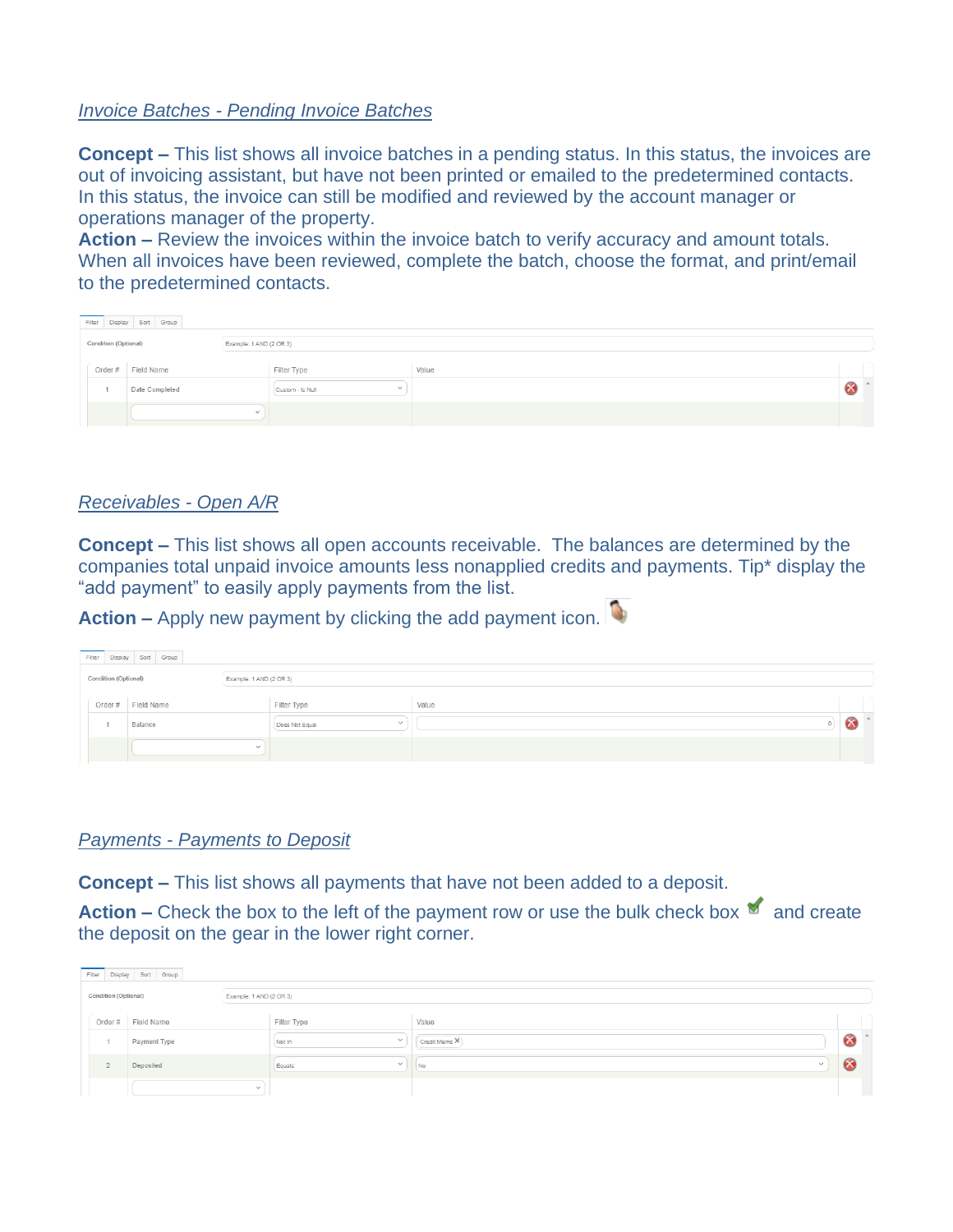*Invoice Batches - Pending Invoice Batches*

**Concept –** This list shows all invoice batches in a pending status. In this status, the invoices are out of invoicing assistant, but have not been printed or emailed to the predetermined contacts. In this status, the invoice can still be modified and reviewed by the account manager or operations manager of the property.
**Action –** Review the invoices within the invoice batch to verify accuracy and amount totals. When all invoices have been reviewed, complete the batch, choose the format, and print/email to the predetermined contacts.

Filter | Display | Sort | Group

Condition (Optional): Example: 1 AND (2 OR 3)

| Order # | Field Name | Filter Type | Value |
|---|---|---|---|
| 1 | Date Completed | Custom - Is Null | |

*Receivables - Open A/R*

**Concept –** This list shows all open accounts receivable. The balances are determined by the companies total unpaid invoice amounts less nonapplied credits and payments. Tip* display the "add payment" to easily apply payments from the list.

**Action –** Apply new payment by clicking the add payment icon.

Filter | Display | Sort | Group

Condition (Optional): Example: 1 AND (2 OR 3)

| Order # | Field Name | Filter Type | Value |
|---|---|---|---|
| 1 | Balance | Does Not Equal | 0 |

*Payments - Payments to Deposit*

**Concept –** This list shows all payments that have not been added to a deposit.

**Action –** Check the box to the left of the payment row or use the bulk check box and create the deposit on the gear in the lower right corner.

Filter | Display | Sort | Group

Condition (Optional): Example: 1 AND (2 OR 3)

| Order # | Field Name | Filter Type | Value |
|---|---|---|---|
| 1 | Payment Type | Not In | Credit Memo |
| 2 | Deposited | Equals | No |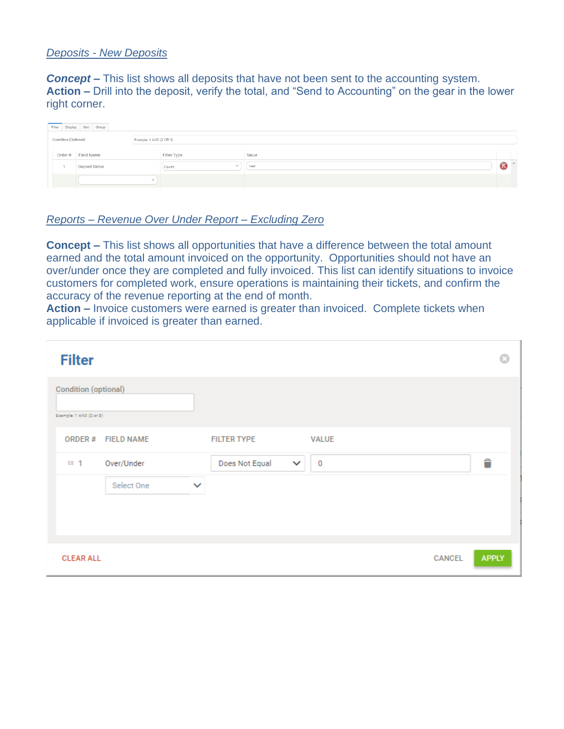*Deposits - New Deposits*

***Concept –*** This list shows all deposits that have not been sent to the accounting system.
**Action –** Drill into the deposit, verify the total, and "Send to Accounting" on the gear in the lower right corner.

Filter | Display | Sort | Group

Condition (Optional) — Example: 1 AND (2 OR 3)

| Order # | Field Name | Filter Type | Value |
|---|---|---|---|
| 1 | Deposit Status | Equals | new |

*Reports – Revenue Over Under Report – Excluding Zero*

**Concept –** This list shows all opportunities that have a difference between the total amount earned and the total amount invoiced on the opportunity. Opportunities should not have an over/under once they are completed and fully invoiced. This list can identify situations to invoice customers for completed work, ensure operations is maintaining their tickets, and confirm the accuracy of the revenue reporting at the end of month.
**Action –** Invoice customers were earned is greater than invoiced. Complete tickets when applicable if invoiced is greater than earned.

**Filter**

Condition (optional)

Example: 1 AND (2 or 3)

| ORDER # | FIELD NAME | FILTER TYPE | VALUE |
|---|---|---|---|
| 1 | Over/Under | Does Not Equal | 0 |
| | Select One | | |

CLEAR ALL | CANCEL | APPLY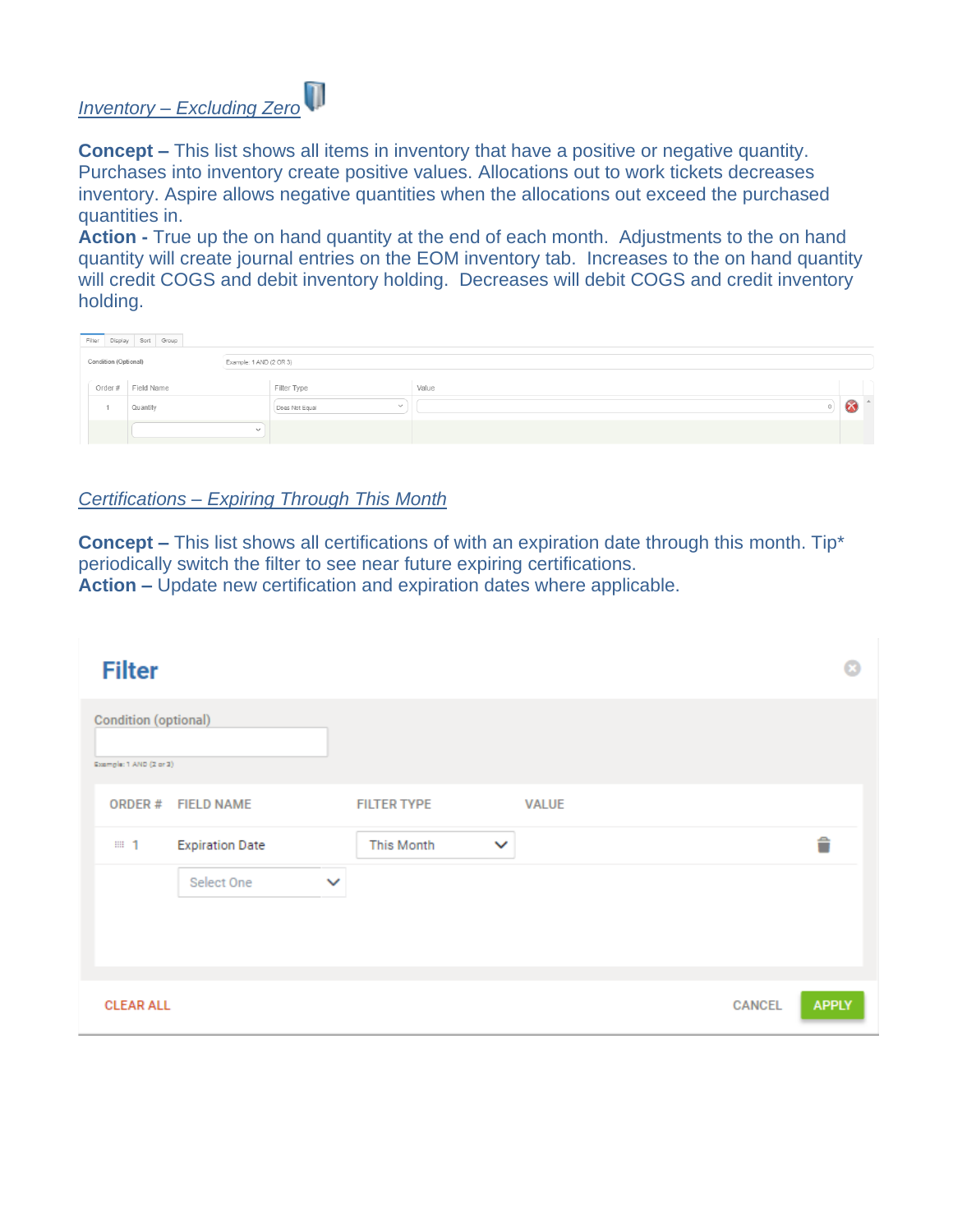*Inventory – Excluding Zero*

**Concept –** This list shows all items in inventory that have a positive or negative quantity. Purchases into inventory create positive values. Allocations out to work tickets decreases inventory. Aspire allows negative quantities when the allocations out exceed the purchased quantities in.
**Action -** True up the on hand quantity at the end of each month. Adjustments to the on hand quantity will create journal entries on the EOM inventory tab. Increases to the on hand quantity will credit COGS and debit inventory holding. Decreases will debit COGS and credit inventory holding.

*Certifications – Expiring Through This Month*

**Concept –** This list shows all certifications of with an expiration date through this month. Tip* periodically switch the filter to see near future expiring certifications.
**Action –** Update new certification and expiration dates where applicable.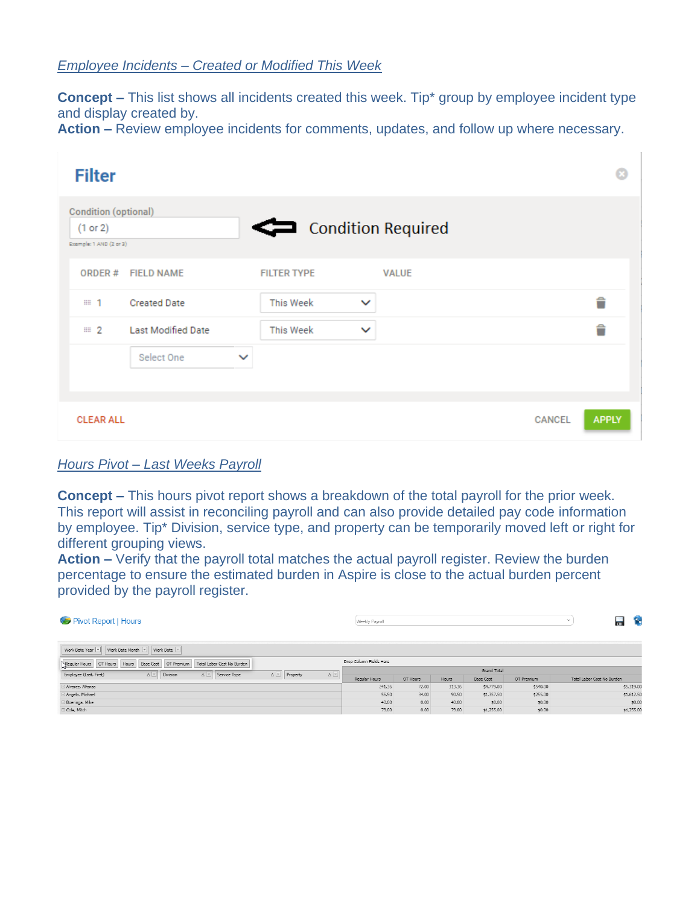## *Employee Incidents – Created or Modified This Week*

**Concept –** This list shows all incidents created this week. Tip* group by employee incident type and display created by.
**Action –** Review employee incidents for comments, updates, and follow up where necessary.

**Filter**

Condition (optional)
(1 or 2) ⟸ Condition Required
Example: 1 AND (2 or 3)

| ORDER # | FIELD NAME | FILTER TYPE | VALUE |
|---|---|---|---|
| 1 | Created Date | This Week | |
| 2 | Last Modified Date | This Week | |
| | Select One | | |

CLEAR ALL     CANCEL     APPLY

## *Hours Pivot – Last Weeks Payroll*

**Concept –** This hours pivot report shows a breakdown of the total payroll for the prior week. This report will assist in reconciling payroll and can also provide detailed pay code information by employee. Tip* Division, service type, and property can be temporarily moved left or right for different grouping views.
**Action –** Verify that the payroll total matches the actual payroll register. Review the burden percentage to ensure the estimated burden in Aspire is close to the actual burden percent provided by the payroll register.

Pivot Report | Hours     Weekly Payroll

Work Date Year | Work Date Month | Work Date

Regular Hours | OT Hours | Hours | Base Cost | OT Premium | Total Labor Cost No Burden

| Employee (Last, First) | Regular Hours | OT Hours | Hours | Base Cost | OT Premium | Total Labor Cost No Burden |
|---|---|---|---|---|---|---|
| Alvarez, Alfonso | 241.36 | 72.00 | 313.36 | $4,779.00 | $540.00 | $5,319.00 |
| Angelo, Michael | 56.50 | 34.00 | 90.50 | $1,357.50 | $255.00 | $1,612.50 |
| Boeringa, Mike | 40.00 | 0.00 | 40.00 | $0.00 | $0.00 | $0.00 |
| Cole, Mitch | 79.00 | 0.00 | 79.00 | $1,255.00 | $0.00 | $1,255.00 |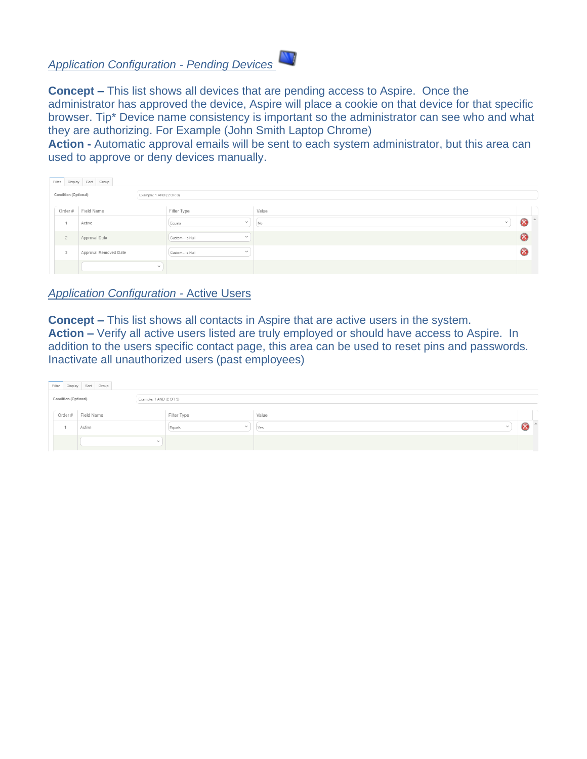*Application Configuration - Pending Devices*

**Concept –** This list shows all devices that are pending access to Aspire. Once the administrator has approved the device, Aspire will place a cookie on that device for that specific browser. Tip* Device name consistency is important so the administrator can see who and what they are authorizing. For Example (John Smith Laptop Chrome)
**Action -** Automatic approval emails will be sent to each system administrator, but this area can used to approve or deny devices manually.

Filter | Display | Sort | Group

Condition (Optional) — Example: 1 AND (2 OR 3)

| Order # | Field Name | Filter Type | Value |
| --- | --- | --- | --- |
| 1 | Active | Equals | No |
| 2 | Approval Date | Custom - Is Null | |
| 3 | Approval Removed Date | Custom - Is Null | |

*Application Configuration* - Active Users

**Concept –** This list shows all contacts in Aspire that are active users in the system.
**Action –** Verify all active users listed are truly employed or should have access to Aspire. In addition to the users specific contact page, this area can be used to reset pins and passwords. Inactivate all unauthorized users (past employees)

Filter | Display | Sort | Group

Condition (Optional) — Example: 1 AND (2 OR 3)

| Order # | Field Name | Filter Type | Value |
| --- | --- | --- | --- |
| 1 | Active | Equals | Yes |